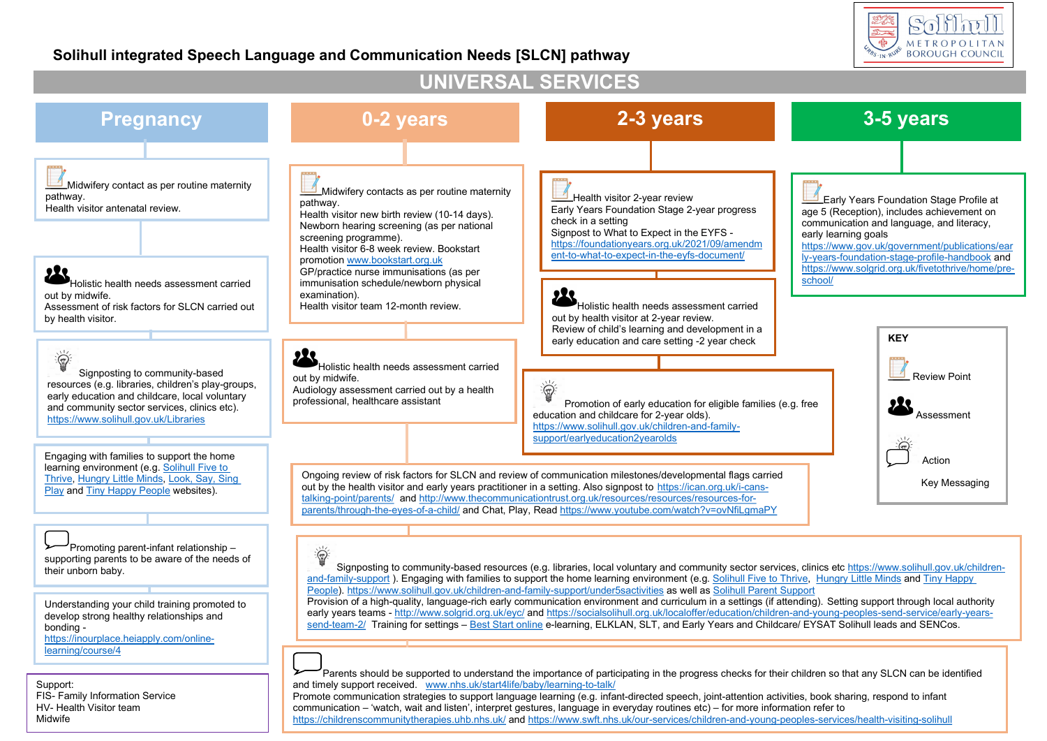# Solihull integrated Speech Language and Communication Needs [SLCN] pathway

Solihull Metropolitan Borough Council

## UNIVERSAL SERVICES

### Pregnancy

Midwifery contact as per routine maternity pathway.
Health visitor antenatal review.

Holistic health needs assessment carried out by midwife.
Assessment of risk factors for SLCN carried out by health visitor.

Signposting to community-based resources (e.g. libraries, children's play-groups, early education and childcare, local voluntary and community sector services, clinics etc). https://www.solihull.gov.uk/Libraries

Engaging with families to support the home learning environment (e.g. Solihull Five to Thrive, Hungry Little Minds, Look, Say, Sing Play and Tiny Happy People websites).

Promoting parent-infant relationship – supporting parents to be aware of the needs of their unborn baby.

Understanding your child training promoted to develop strong healthy relationships and bonding - https://inourplace.heiapply.com/online-learning/course/4

Support:
FIS- Family Information Service
HV- Health Visitor team
Midwife

### 0-2 years

Midwifery contacts as per routine maternity pathway.
Health visitor new birth review (10-14 days).
Newborn hearing screening (as per national screening programme).
Health visitor 6-8 week review. Bookstart promotion www.bookstart.org.uk
GP/practice nurse immunisations (as per immunisation schedule/newborn physical examination).
Health visitor team 12-month review.

Holistic health needs assessment carried out by midwife.
Audiology assessment carried out by a health professional, healthcare assistant

### 2-3 years

Health visitor 2-year review
Early Years Foundation Stage 2-year progress check in a setting
Signpost to What to Expect in the EYFS - https://foundationyears.org.uk/2021/09/amendment-to-what-to-expect-in-the-eyfs-document/

Holistic health needs assessment carried out by health visitor at 2-year review.
Review of child's learning and development in a early education and care setting -2 year check

Promotion of early education for eligible families (e.g. free education and childcare for 2-year olds). https://www.solihull.gov.uk/children-and-family-support/earlyeducation2yearolds

### 3-5 years

Early Years Foundation Stage Profile at age 5 (Reception), includes achievement on communication and language, and literacy, early learning goals https://www.gov.uk/government/publications/early-years-foundation-stage-profile-handbook and https://www.solgrid.org.uk/fivetothrive/home/pre-school/

### 0-5 years (shared)

Ongoing review of risk factors for SLCN and review of communication milestones/developmental flags carried out by the health visitor and early years practitioner in a setting. Also signpost to https://ican.org.uk/i-cans-talking-point/parents/ and http://www.thecommunicationtrust.org.uk/resources/resources/resources-for-parents/through-the-eyes-of-a-child/ and Chat, Play, Read https://www.youtube.com/watch?v=ovNfiLgmaPY

Signposting to community-based resources (e.g. libraries, local voluntary and community sector services, clinics etc https://www.solihull.gov.uk/children-and-family-support ). Engaging with families to support the home learning environment (e.g. Solihull Five to Thrive, Hungry Little Minds and Tiny Happy People). https://www.solihull.gov.uk/children-and-family-support/under5sactivities as well as Solihull Parent Support
Provision of a high-quality, language-rich early communication environment and curriculum in a settings (if attending). Setting support through local authority early years teams - http://www.solgrid.org.uk/eyc/ and https://socialsolihull.org.uk/localoffer/education/children-and-young-peoples-send-service/early-years-send-team-2/ Training for settings – Best Start online e-learning, ELKLAN, SLT, and Early Years and Childcare/ EYSAT Solihull leads and SENCos.

Parents should be supported to understand the importance of participating in the progress checks for their children so that any SLCN can be identified and timely support received. www.nhs.uk/start4life/baby/learning-to-talk/
Promote communication strategies to support language learning (e.g. infant-directed speech, joint-attention activities, book sharing, respond to infant communication – 'watch, wait and listen', interpret gestures, language in everyday routines etc) – for more information refer to https://childrenscommunitytherapies.uhb.nhs.uk/ and https://www.swft.nhs.uk/our-services/children-and-young-peoples-services/health-visiting-solihull

### KEY

- Review Point
- Assessment
- Action
- Key Messaging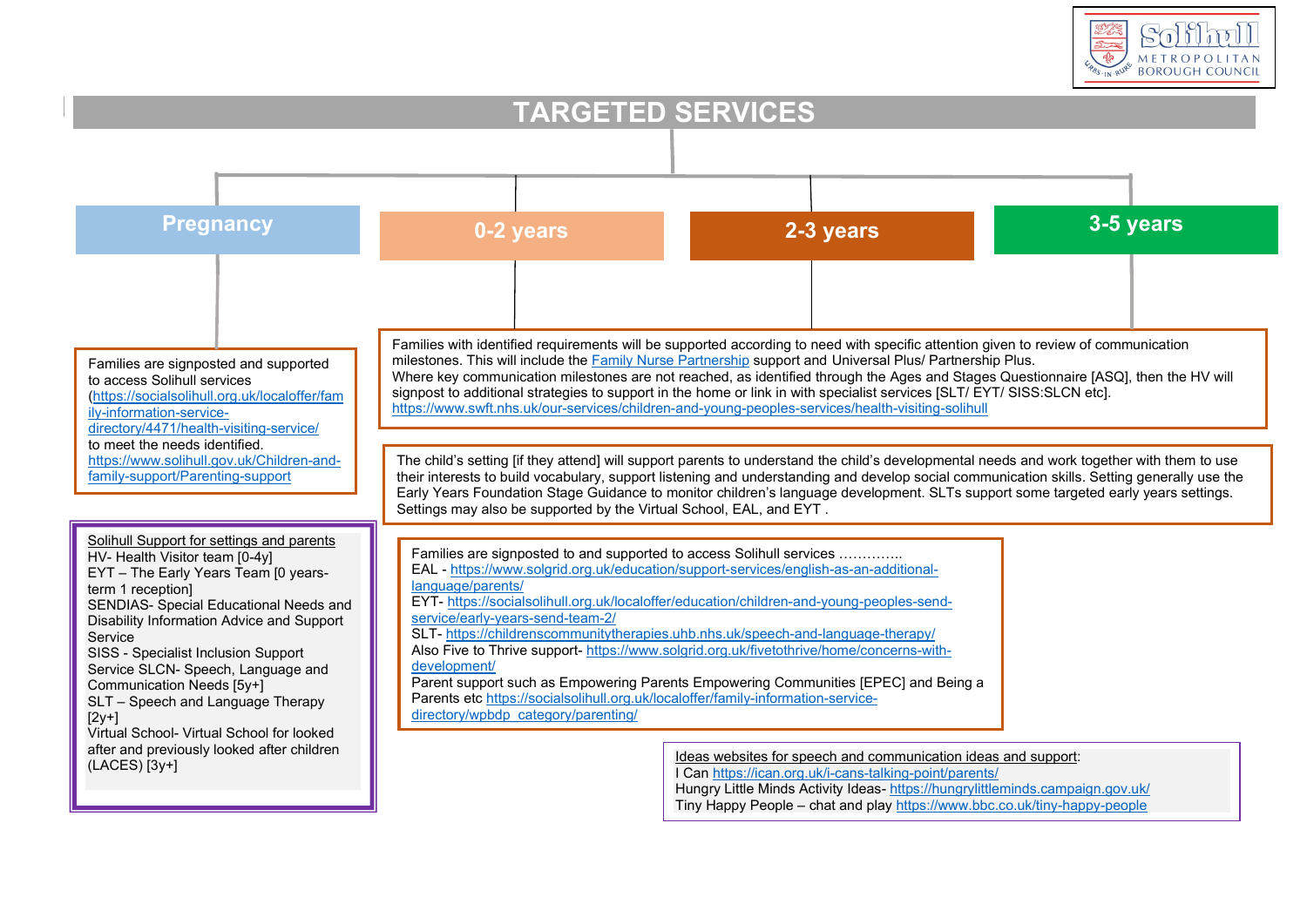# TARGETED SERVICES

## Pregnancy

Families are signposted and supported to access Solihull services (https://socialsolihull.org.uk/localoffer/family-information-service-directory/4471/health-visiting-service/ to meet the needs identified. https://www.solihull.gov.uk/Children-and-family-support/Parenting-support

## 0-2 years

## 2-3 years

## 3-5 years

Families with identified requirements will be supported according to need with specific attention given to review of communication milestones. This will include the Family Nurse Partnership support and Universal Plus/ Partnership Plus.
Where key communication milestones are not reached, as identified through the Ages and Stages Questionnaire [ASQ], then the HV will signpost to additional strategies to support in the home or link in with specialist services [SLT/ EYT/ SISS:SLCN etc]. https://www.swft.nhs.uk/our-services/children-and-young-peoples-services/health-visiting-solihull

The child's setting [if they attend] will support parents to understand the child's developmental needs and work together with them to use their interests to build vocabulary, support listening and understanding and develop social communication skills. Setting generally use the Early Years Foundation Stage Guidance to monitor children's language development. SLTs support some targeted early years settings. Settings may also be supported by the Virtual School, EAL, and EYT .

Families are signposted to and supported to access Solihull services ………….
EAL - https://www.solgrid.org.uk/education/support-services/english-as-an-additional-language/parents/
EYT- https://socialsolihull.org.uk/localoffer/education/children-and-young-peoples-send-service/early-years-send-team-2/
SLT- https://childrenscommunitytherapies.uhb.nhs.uk/speech-and-language-therapy/
Also Five to Thrive support- https://www.solgrid.org.uk/fivetothrive/home/concerns-with-development/
Parent support such as Empowering Parents Empowering Communities [EPEC] and Being a Parents etc https://socialsolihull.org.uk/localoffer/family-information-service-directory/wpbdp_category/parenting/

Solihull Support for settings and parents
HV- Health Visitor team [0-4y]
EYT – The Early Years Team [0 years-term 1 reception]
SENDIAS- Special Educational Needs and Disability Information Advice and Support Service
SISS - Specialist Inclusion Support Service SLCN- Speech, Language and Communication Needs [5y+]
SLT – Speech and Language Therapy [2y+]
Virtual School- Virtual School for looked after and previously looked after children (LACES) [3y+]

Ideas websites for speech and communication ideas and support:
I Can https://ican.org.uk/i-cans-talking-point/parents/
Hungry Little Minds Activity Ideas- https://hungrylittleminds.campaign.gov.uk/
Tiny Happy People – chat and play https://www.bbc.co.uk/tiny-happy-people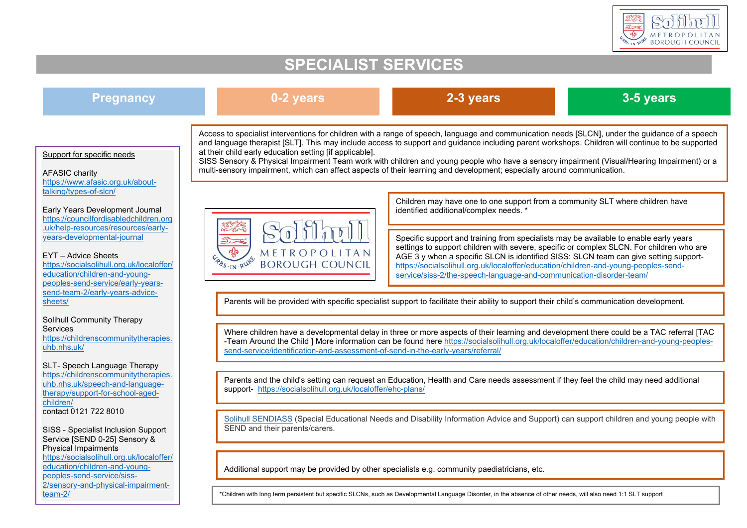# SPECIALIST SERVICES

**Pregnancy** | **0-2 years** | **2-3 years** | **3-5 years**

Access to specialist interventions for children with a range of speech, language and communication needs [SLCN], under the guidance of a speech and language therapist [SLT]. This may include access to support and guidance including parent workshops. Children will continue to be supported at their child early education setting [if applicable].
SISS Sensory & Physical Impairment Team work with children and young people who have a sensory impairment (Visual/Hearing Impairment) or a multi-sensory impairment, which can affect aspects of their learning and development; especially around communication.

Children may have one to one support from a community SLT where children have identified additional/complex needs. *

Specific support and training from specialists may be available to enable early years settings to support children with severe, specific or complex SLCN. For children who are AGE 3 y when a specific SLCN is identified SISS: SLCN team can give setting support- https://socialsolihull.org.uk/localoffer/education/children-and-young-peoples-send-service/siss-2/the-speech-language-and-communication-disorder-team/

Parents will be provided with specific specialist support to facilitate their ability to support their child's communication development.

Where children have a developmental delay in three or more aspects of their learning and development there could be a TAC referral [TAC -Team Around the Child ] More information can be found here https://socialsolihull.org.uk/localoffer/education/children-and-young-peoples-send-service/identification-and-assessment-of-send-in-the-early-years/referral/

Parents and the child's setting can request an Education, Health and Care needs assessment if they feel the child may need additional support- https://socialsolihull.org.uk/localoffer/ehc-plans/

Solihull SENDIASS (Special Educational Needs and Disability Information Advice and Support) can support children and young people with SEND and their parents/carers.

Additional support may be provided by other specialists e.g. community paediatricians, etc.

*Children with long term persistent but specific SLCNs, such as Developmental Language Disorder, in the absence of other needs, will also need 1:1 SLT support

## Support for specific needs

AFASIC charity
https://www.afasic.org.uk/about-talking/types-of-slcn/

Early Years Development Journal
https://councilfordisabledchildren.org.uk/help-resources/resources/early-years-developmental-journal

EYT – Advice Sheets
https://socialsolihull.org.uk/localoffer/education/children-and-young-peoples-send-service/early-years-send-team-2/early-years-advice-sheets/

Solihull Community Therapy Services
https://childrenscommunitytherapies.uhb.nhs.uk/

SLT- Speech Language Therapy
https://childrenscommunitytherapies.uhb.nhs.uk/speech-and-language-therapy/support-for-school-aged-children/
contact 0121 722 8010

SISS - Specialist Inclusion Support Service [SEND 0-25] Sensory & Physical Impairments
https://socialsolihull.org.uk/localoffer/education/children-and-young-peoples-send-service/siss-2/sensory-and-physical-impairment-team-2/